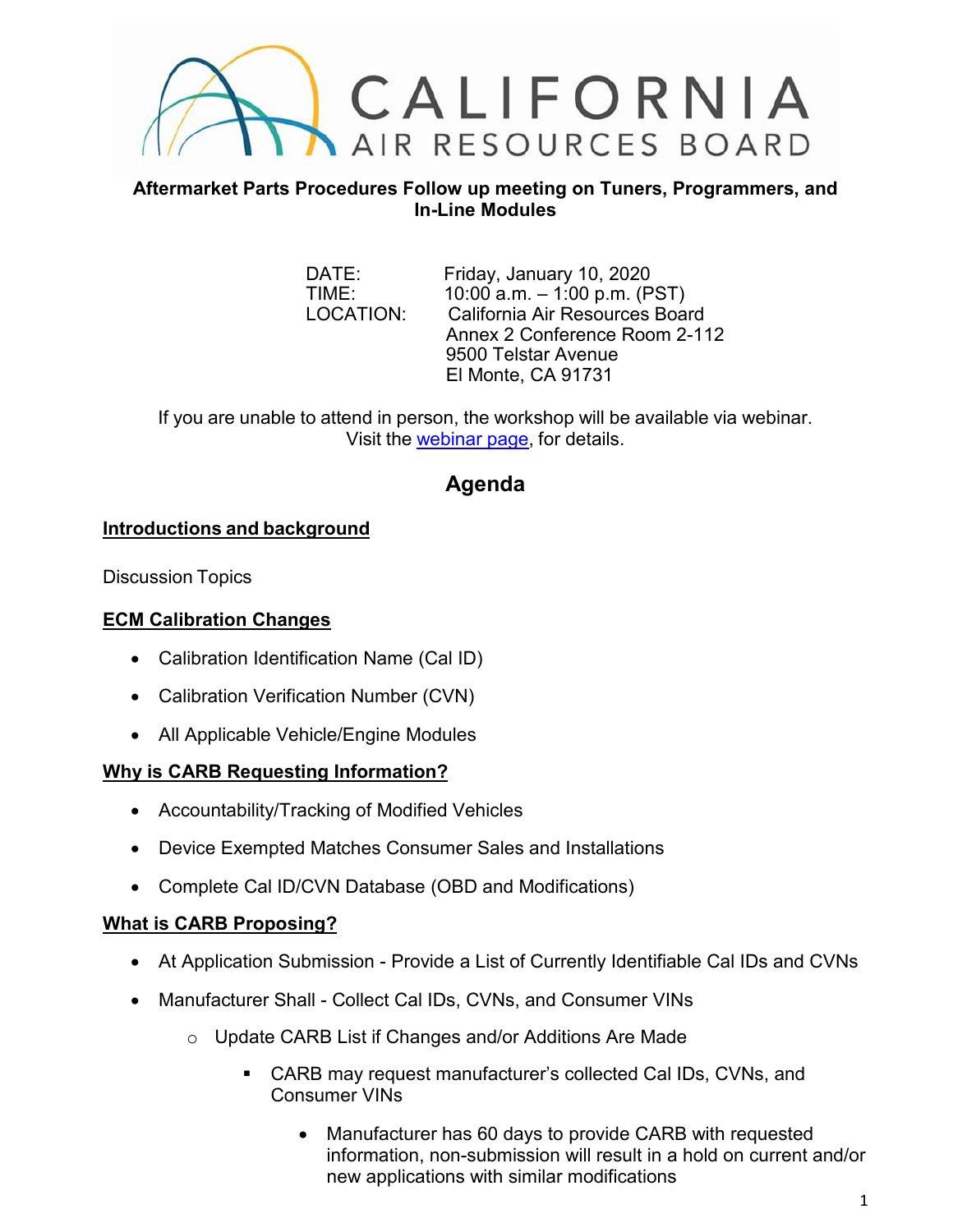# CALIFORNIA AIR RESOURCES BOARD

**Aftermarket Parts Procedures Follow up meeting on Tuners, Programmers, and In-Line Modules**

DATE: Friday, January 10, 2020
TIME: 10:00 a.m. – 1:00 p.m. (PST)
LOCATION: California Air Resources Board
Annex 2 Conference Room 2-112
9500 Telstar Avenue
El Monte, CA 91731

If you are unable to attend in person, the workshop will be available via webinar. Visit the webinar page, for details.

## Agenda

### Introductions and background

Discussion Topics

### ECM Calibration Changes

- Calibration Identification Name (Cal ID)
- Calibration Verification Number (CVN)
- All Applicable Vehicle/Engine Modules

### Why is CARB Requesting Information?

- Accountability/Tracking of Modified Vehicles
- Device Exempted Matches Consumer Sales and Installations
- Complete Cal ID/CVN Database (OBD and Modifications)

### What is CARB Proposing?

- At Application Submission - Provide a List of Currently Identifiable Cal IDs and CVNs
- Manufacturer Shall - Collect Cal IDs, CVNs, and Consumer VINs
  - Update CARB List if Changes and/or Additions Are Made
    - CARB may request manufacturer's collected Cal IDs, CVNs, and Consumer VINs
      - Manufacturer has 60 days to provide CARB with requested information, non-submission will result in a hold on current and/or new applications with similar modifications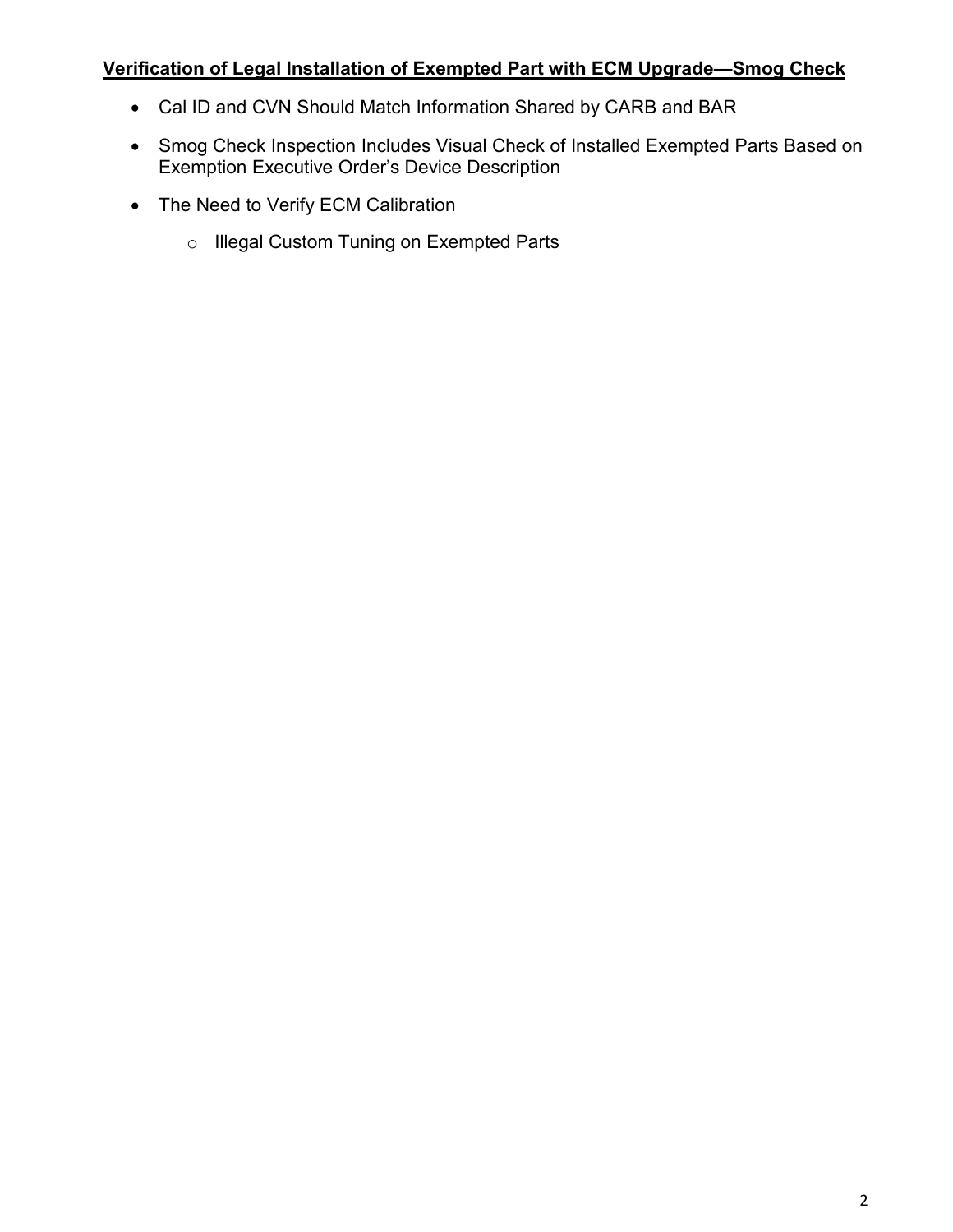## **Verification of Legal Installation of Exempted Part with ECM Upgrade—Smog Check**

- Cal ID and CVN Should Match Information Shared by CARB and BAR
- Smog Check Inspection Includes Visual Check of Installed Exempted Parts Based on Exemption Executive Order's Device Description
- The Need to Verify ECM Calibration
    - Illegal Custom Tuning on Exempted Parts